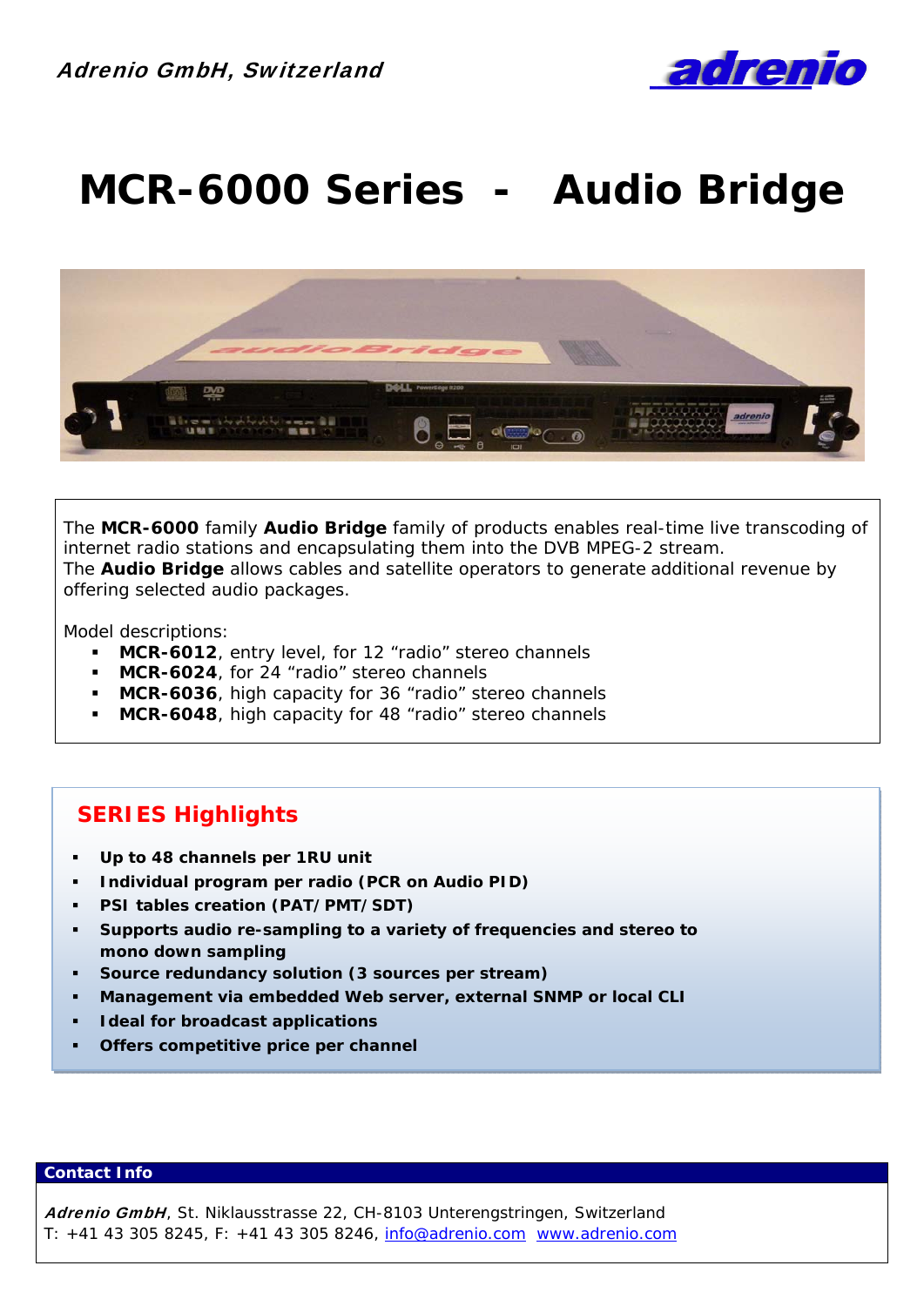*Adrenio GmbH, Switzerland*

adrenio

# MCR-6000 Series - Audio Bridge

The **MCR-6000** family **Audio Bridge** family of products enables real-time live transcoding of internet radio stations and encapsulating them into the DVB MPEG-2 stream.
The **Audio Bridge** allows cables and satellite operators to generate additional revenue by offering selected audio packages.

Model descriptions:

- **MCR-6012**, entry level, for 12 "radio" stereo channels
- **MCR-6024**, for 24 "radio" stereo channels
- **MCR-6036**, high capacity for 36 "radio" stereo channels
- **MCR-6048**, high capacity for 48 "radio" stereo channels

## SERIES Highlights

- **Up to 48 channels per 1RU unit**
- **Individual program per radio (PCR on Audio PID)**
- **PSI tables creation (PAT/PMT/SDT)**
- **Supports audio re-sampling to a variety of frequencies and stereo to mono down sampling**
- **Source redundancy solution (3 sources per stream)**
- **Management via embedded Web server, external SNMP or local CLI**
- **Ideal for broadcast applications**
- **Offers competitive price per channel**

**Contact Info**

***Adrenio GmbH***, St. Niklausstrasse 22, CH-8103 Unterengstringen, Switzerland
T: +41 43 305 8245, F: +41 43 305 8246, info@adrenio.com www.adrenio.com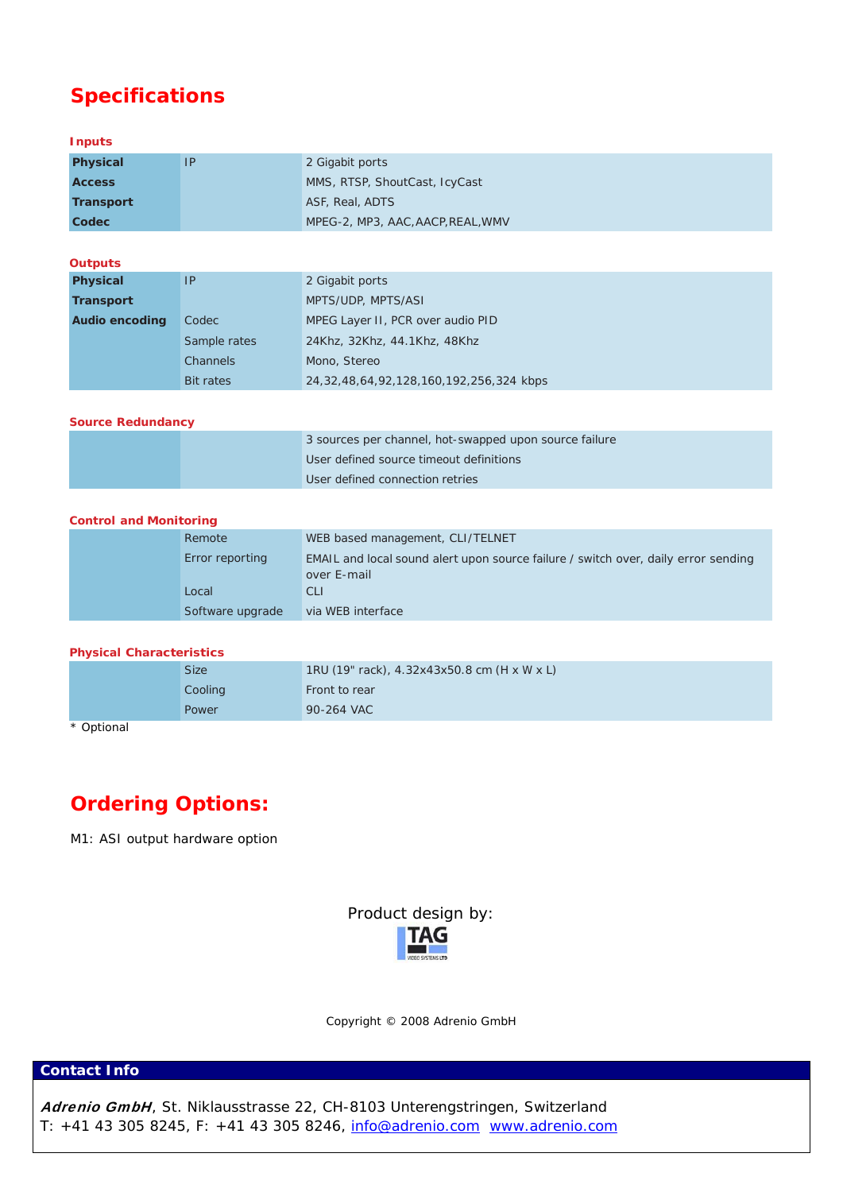# Specifications

### Inputs

| | | |
|---|---|---|
| **Physical** | IP | 2 Gigabit ports |
| **Access** | | MMS, RTSP, ShoutCast, IcyCast |
| **Transport** | | ASF, Real, ADTS |
| **Codec** | | MPEG-2, MP3, AAC,AACP,REAL,WMV |

### Outputs

| | | |
|---|---|---|
| **Physical** | IP | 2 Gigabit ports |
| **Transport** | | MPTS/UDP, MPTS/ASI |
| **Audio encoding** | Codec | MPEG Layer II, PCR over audio PID |
| | Sample rates | 24Khz, 32Khz, 44.1Khz, 48Khz |
| | Channels | Mono, Stereo |
| | Bit rates | 24,32,48,64,92,128,160,192,256,324 kbps |

### Source Redundancy

| | | |
|---|---|---|
| | | 3 sources per channel, hot-swapped upon source failure |
| | | User defined source timeout definitions |
| | | User defined connection retries |

### Control and Monitoring

| | | |
|---|---|---|
| | Remote | WEB based management, CLI/TELNET |
| | Error reporting | EMAIL and local sound alert upon source failure / switch over, daily error sending over E-mail |
| | Local | CLI |
| | Software upgrade | via WEB interface |

### Physical Characteristics

| | | |
|---|---|---|
| | Size | 1RU (19" rack), 4.32x43x50.8 cm (H x W x L) |
| | Cooling | Front to rear |
| | Power | 90-264 VAC |

\* Optional

# Ordering Options:

M1: ASI output hardware option

Product design by:

TAG VIDEO SYSTEMS LTD

Copyright © 2008 Adrenio GmbH

## Contact Info

***Adrenio GmbH***, St. Niklausstrasse 22, CH-8103 Unterengstringen, Switzerland
T: +41 43 305 8245, F: +41 43 305 8246, info@adrenio.com www.adrenio.com